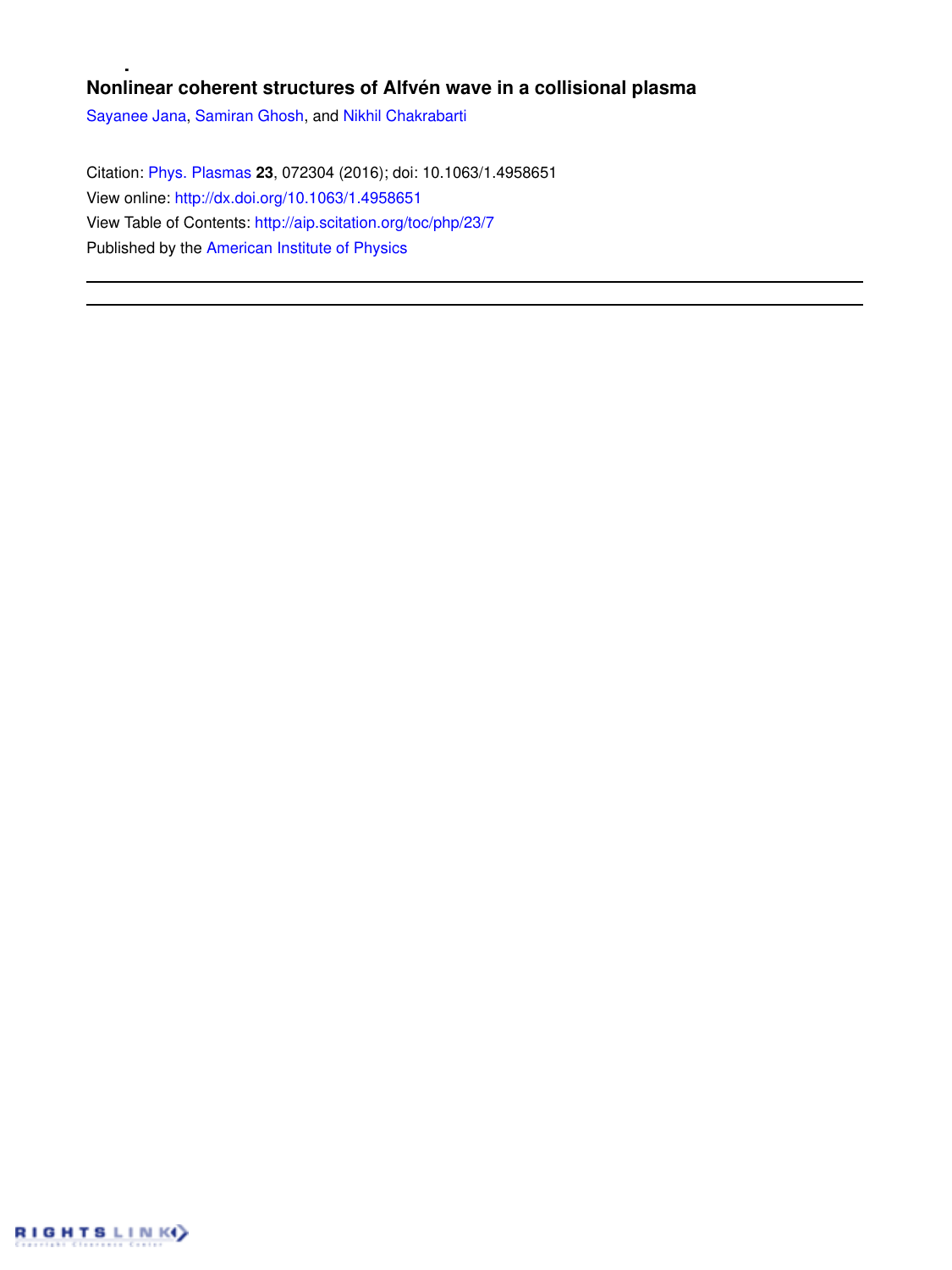# Nonlinear coherent structures of Alfvén wave in a collisional plasma

Sayanee Jana, Samiran Ghosh, and Nikhil Chakrabarti

Citation: Phys. Plasmas **23**, 072304 (2016); doi: 10.1063/1.4958651

View online: http://dx.doi.org/10.1063/1.4958651

View Table of Contents: http://aip.scitation.org/toc/php/23/7

Published by the American Institute of Physics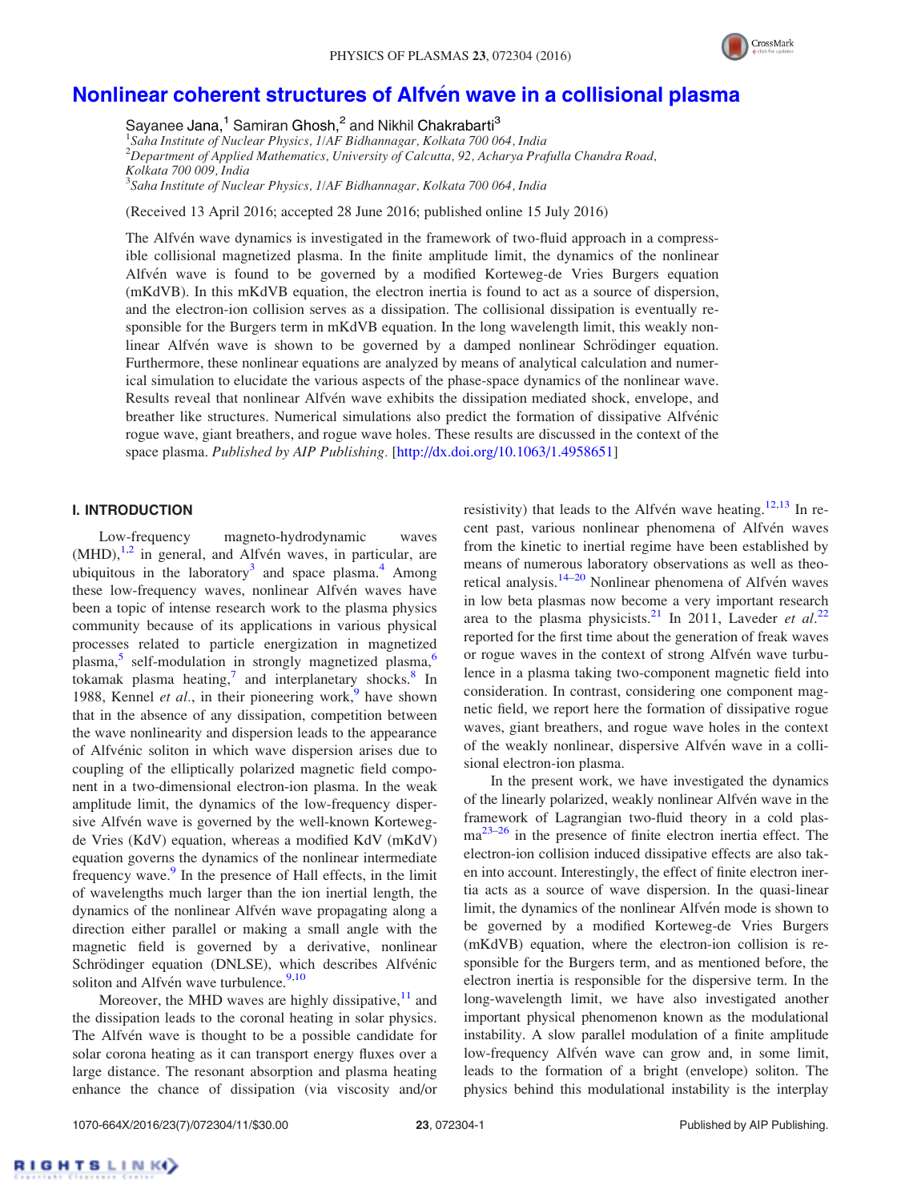# Nonlinear coherent structures of Alfvén wave in a collisional plasma

Sayanee Jana,[1] Samiran Ghosh,[2] and Nikhil Chakrabarti[3]

[1]*Saha Institute of Nuclear Physics, 1/AF Bidhannagar, Kolkata 700 064, India*
[2]*Department of Applied Mathematics, University of Calcutta, 92, Acharya Prafulla Chandra Road, Kolkata 700 009, India*
[3]*Saha Institute of Nuclear Physics, 1/AF Bidhannagar, Kolkata 700 064, India*

(Received 13 April 2016; accepted 28 June 2016; published online 15 July 2016)

The Alfvén wave dynamics is investigated in the framework of two-fluid approach in a compressible collisional magnetized plasma. In the finite amplitude limit, the dynamics of the nonlinear Alfvén wave is found to be governed by a modified Korteweg-de Vries Burgers equation (mKdVB). In this mKdVB equation, the electron inertia is found to act as a source of dispersion, and the electron-ion collision serves as a dissipation. The collisional dissipation is eventually responsible for the Burgers term in mKdVB equation. In the long wavelength limit, this weakly nonlinear Alfvén wave is shown to be governed by a damped nonlinear Schrödinger equation. Furthermore, these nonlinear equations are analyzed by means of analytical calculation and numerical simulation to elucidate the various aspects of the phase-space dynamics of the nonlinear wave. Results reveal that nonlinear Alfvén wave exhibits the dissipation mediated shock, envelope, and breather like structures. Numerical simulations also predict the formation of dissipative Alfvénic rogue wave, giant breathers, and rogue wave holes. These results are discussed in the context of the space plasma. *Published by AIP Publishing.* [http://dx.doi.org/10.1063/1.4958651]

## I. INTRODUCTION

Low-frequency magneto-hydrodynamic waves (MHD),[1,2] in general, and Alfvén waves, in particular, are ubiquitous in the laboratory[3] and space plasma.[4] Among these low-frequency waves, nonlinear Alfvén waves have been a topic of intense research work to the plasma physics community because of its applications in various physical processes related to particle energization in magnetized plasma,[5] self-modulation in strongly magnetized plasma,[6] tokamak plasma heating,[7] and interplanetary shocks.[8] In 1988, Kennel *et al.*, in their pioneering work,[9] have shown that in the absence of any dissipation, competition between the wave nonlinearity and dispersion leads to the appearance of Alfvénic soliton in which wave dispersion arises due to coupling of the elliptically polarized magnetic field component in a two-dimensional electron-ion plasma. In the weak amplitude limit, the dynamics of the low-frequency dispersive Alfvén wave is governed by the well-known Korteweg-de Vries (KdV) equation, whereas a modified KdV (mKdV) equation governs the dynamics of the nonlinear intermediate frequency wave.[9] In the presence of Hall effects, in the limit of wavelengths much larger than the ion inertial length, the dynamics of the nonlinear Alfvén wave propagating along a direction either parallel or making a small angle with the magnetic field is governed by a derivative, nonlinear Schrödinger equation (DNLSE), which describes Alfvénic soliton and Alfvén wave turbulence.[9,10]

Moreover, the MHD waves are highly dissipative,[11] and the dissipation leads to the coronal heating in solar physics. The Alfvén wave is thought to be a possible candidate for solar corona heating as it can transport energy fluxes over a large distance. The resonant absorption and plasma heating enhance the chance of dissipation (via viscosity and/or resistivity) that leads to the Alfvén wave heating.[12,13] In recent past, various nonlinear phenomena of Alfvén waves from the kinetic to inertial regime have been established by means of numerous laboratory observations as well as theoretical analysis.[14–20] Nonlinear phenomena of Alfvén waves in low beta plasmas now become a very important research area to the plasma physicists.[21] In 2011, Laveder *et al.*[22] reported for the first time about the generation of freak waves or rogue waves in the context of strong Alfvén wave turbulence in a plasma taking two-component magnetic field into consideration. In contrast, considering one component magnetic field, we report here the formation of dissipative rogue waves, giant breathers, and rogue wave holes in the context of the weakly nonlinear, dispersive Alfvén wave in a collisional electron-ion plasma.

In the present work, we have investigated the dynamics of the linearly polarized, weakly nonlinear Alfvén wave in the framework of Lagrangian two-fluid theory in a cold plasma[23–26] in the presence of finite electron inertia effect. The electron-ion collision induced dissipative effects are also taken into account. Interestingly, the effect of finite electron inertia acts as a source of wave dispersion. In the quasi-linear limit, the dynamics of the nonlinear Alfvén mode is shown to be governed by a modified Korteweg-de Vries Burgers (mKdVB) equation, where the electron-ion collision is responsible for the Burgers term, and as mentioned before, the electron inertia is responsible for the dispersive term. In the long-wavelength limit, we have also investigated another important physical phenomenon known as the modulational instability. A slow parallel modulation of a finite amplitude low-frequency Alfvén wave can grow and, in some limit, leads to the formation of a bright (envelope) soliton. The physics behind this modulational instability is the interplay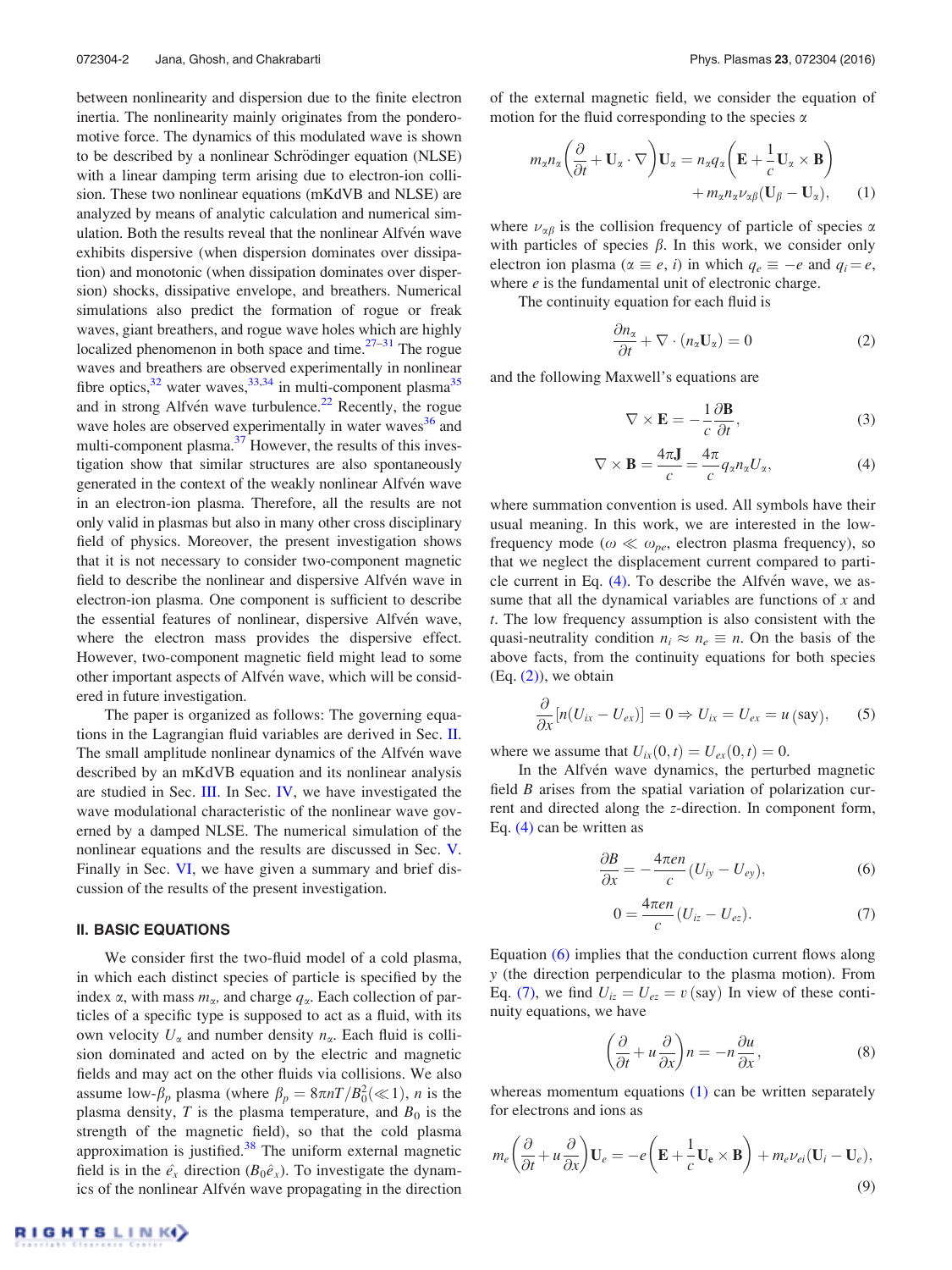between nonlinearity and dispersion due to the finite electron inertia. The nonlinearity mainly originates from the ponderomotive force. The dynamics of this modulated wave is shown to be described by a nonlinear Schrödinger equation (NLSE) with a linear damping term arising due to electron-ion collision. These two nonlinear equations (mKdVB and NLSE) are analyzed by means of analytic calculation and numerical simulation. Both the results reveal that the nonlinear Alfvén wave exhibits dispersive (when dispersion dominates over dissipation) and monotonic (when dissipation dominates over dispersion) shocks, dissipative envelope, and breathers. Numerical simulations also predict the formation of rogue or freak waves, giant breathers, and rogue wave holes which are highly localized phenomenon in both space and time.[27–31] The rogue waves and breathers are observed experimentally in nonlinear fibre optics,[32] water waves,[33,34] in multi-component plasma[35] and in strong Alfvén wave turbulence.[22] Recently, the rogue wave holes are observed experimentally in water waves[36] and multi-component plasma.[37] However, the results of this investigation show that similar structures are also spontaneously generated in the context of the weakly nonlinear Alfvén wave in an electron-ion plasma. Therefore, all the results are not only valid in plasmas but also in many other cross disciplinary field of physics. Moreover, the present investigation shows that it is not necessary to consider two-component magnetic field to describe the nonlinear and dispersive Alfvén wave in electron-ion plasma. One component is sufficient to describe the essential features of nonlinear, dispersive Alfvén wave, where the electron mass provides the dispersive effect. However, two-component magnetic field might lead to some other important aspects of Alfvén wave, which will be considered in future investigation.

The paper is organized as follows: The governing equations in the Lagrangian fluid variables are derived in Sec. II. The small amplitude nonlinear dynamics of the Alfvén wave described by an mKdVB equation and its nonlinear analysis are studied in Sec. III. In Sec. IV, we have investigated the wave modulational characteristic of the nonlinear wave governed by a damped NLSE. The numerical simulation of the nonlinear equations and the results are discussed in Sec. V. Finally in Sec. VI, we have given a summary and brief discussion of the results of the present investigation.

## II. BASIC EQUATIONS

We consider first the two-fluid model of a cold plasma, in which each distinct species of particle is specified by the index $\alpha$, with mass $m_\alpha$, and charge $q_\alpha$. Each collection of particles of a specific type is supposed to act as a fluid, with its own velocity $U_\alpha$ and number density $n_\alpha$. Each fluid is collision dominated and acted on by the electric and magnetic fields and may act on the other fluids via collisions. We also assume low-$\beta_p$ plasma (where $\beta_p = 8\pi nT/B_0^2 (\ll 1)$, $n$ is the plasma density, $T$ is the plasma temperature, and $B_0$ is the strength of the magnetic field), so that the cold plasma approximation is justified.[38] The uniform external magnetic field is in the $\hat{e_x}$ direction ($B_0\hat{e}_x$). To investigate the dynamics of the nonlinear Alfvén wave propagating in the direction of the external magnetic field, we consider the equation of motion for the fluid corresponding to the species $\alpha$

$$m_\alpha n_\alpha\left(\frac{\partial}{\partial t} + \mathbf{U}_\alpha\cdot\nabla\right)\mathbf{U}_\alpha = n_\alpha q_\alpha\left(\mathbf{E} + \frac{1}{c}\mathbf{U}_\alpha\times\mathbf{B}\right) + m_\alpha n_\alpha \nu_{\alpha\beta}(\mathbf{U}_\beta - \mathbf{U}_\alpha), \tag{1}$$

where $\nu_{\alpha\beta}$ is the collision frequency of particle of species $\alpha$ with particles of species $\beta$. In this work, we consider only electron ion plasma ($\alpha \equiv e, i$) in which $q_e \equiv -e$ and $q_i = e$, where $e$ is the fundamental unit of electronic charge.

The continuity equation for each fluid is

$$\frac{\partial n_\alpha}{\partial t} + \nabla\cdot(n_\alpha \mathbf{U}_\alpha) = 0 \tag{2}$$

and the following Maxwell's equations are

$$\nabla\times\mathbf{E} = -\frac{1}{c}\frac{\partial \mathbf{B}}{\partial t}, \tag{3}$$

$$\nabla\times\mathbf{B} = \frac{4\pi\mathbf{J}}{c} = \frac{4\pi}{c}q_\alpha n_\alpha U_\alpha, \tag{4}$$

where summation convention is used. All symbols have their usual meaning. In this work, we are interested in the low-frequency mode ($\omega \ll \omega_{pe}$, electron plasma frequency), so that we neglect the displacement current compared to particle current in Eq. (4). To describe the Alfvén wave, we assume that all the dynamical variables are functions of $x$ and $t$. The low frequency assumption is also consistent with the quasi-neutrality condition $n_i \approx n_e \equiv n$. On the basis of the above facts, from the continuity equations for both species (Eq. (2)), we obtain

$$\frac{\partial}{\partial x}[n(U_{ix} - U_{ex})] = 0 \Rightarrow U_{ix} = U_{ex} = u\,(\text{say}), \tag{5}$$

where we assume that $U_{ix}(0,t) = U_{ex}(0,t) = 0$.

In the Alfvén wave dynamics, the perturbed magnetic field $B$ arises from the spatial variation of polarization current and directed along the $z$-direction. In component form, Eq. (4) can be written as

$$\frac{\partial B}{\partial x} = -\frac{4\pi en}{c}(U_{iy} - U_{ey}), \tag{6}$$

$$0 = \frac{4\pi en}{c}(U_{iz} - U_{ez}). \tag{7}$$

Equation (6) implies that the conduction current flows along $y$ (the direction perpendicular to the plasma motion). From Eq. (7), we find $U_{iz} = U_{ez} = v\,(\text{say})$ In view of these continuity equations, we have

$$\left(\frac{\partial}{\partial t} + u\frac{\partial}{\partial x}\right)n = -n\frac{\partial u}{\partial x}, \tag{8}$$

whereas momentum equations (1) can be written separately for electrons and ions as

$$m_e\left(\frac{\partial}{\partial t} + u\frac{\partial}{\partial x}\right)\mathbf{U}_e = -e\left(\mathbf{E} + \frac{1}{c}\mathbf{U}_e\times\mathbf{B}\right) + m_e\nu_{ei}(\mathbf{U}_i - \mathbf{U}_e), \tag{9}$$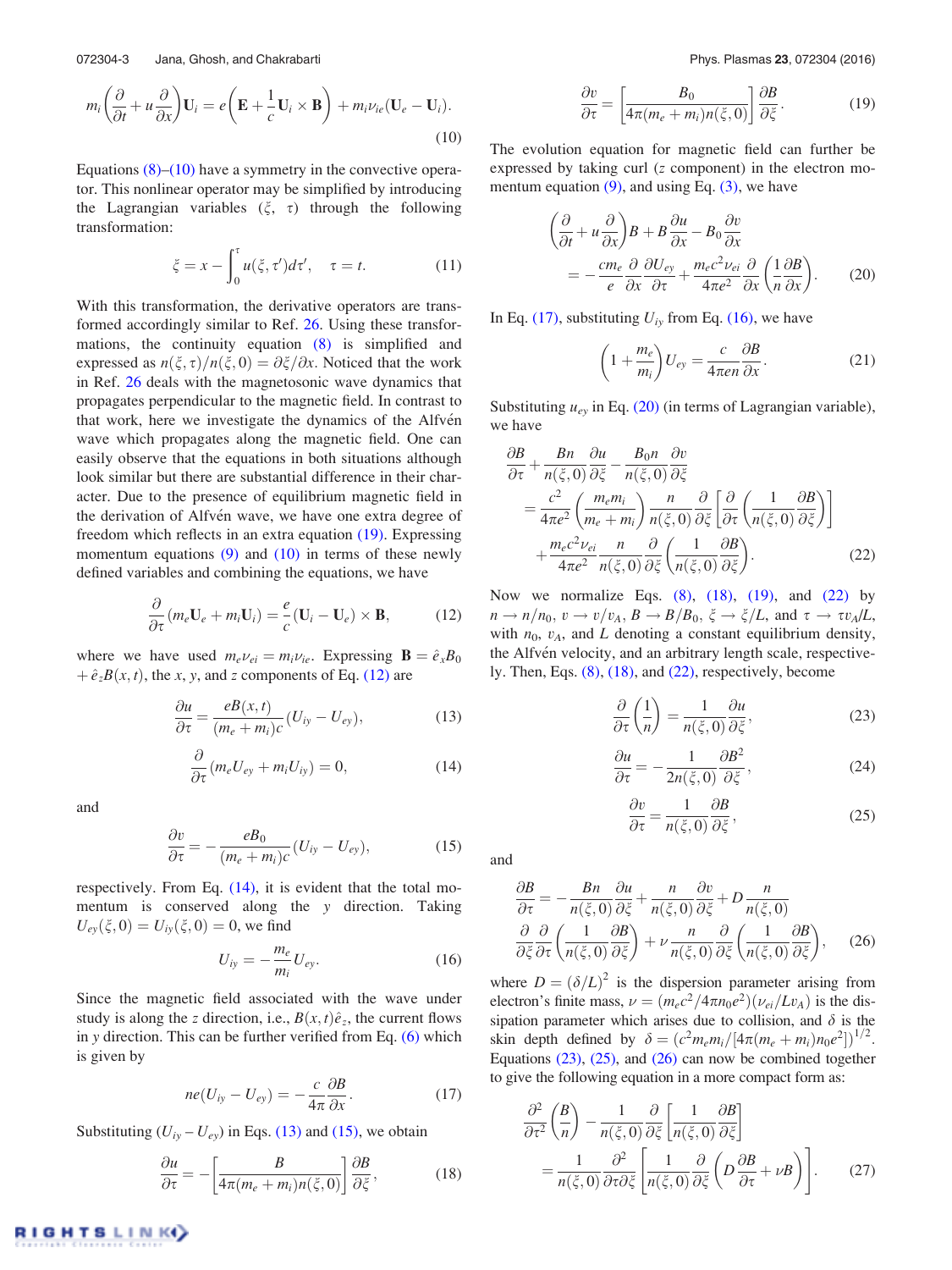$$m_i\left(\frac{\partial}{\partial t}+u\frac{\partial}{\partial x}\right)\mathbf{U}_i = e\left(\mathbf{E}+\frac{1}{c}\mathbf{U}_i\times\mathbf{B}\right)+m_i\nu_{ie}(\mathbf{U}_e-\mathbf{U}_i). \tag{10}$$

Equations (8)–(10) have a symmetry in the convective operator. This nonlinear operator may be simplified by introducing the Lagrangian variables ($\xi$, $\tau$) through the following transformation:

$$\xi = x-\int_0^\tau u(\xi,\tau')d\tau', \quad \tau = t. \tag{11}$$

With this transformation, the derivative operators are transformed accordingly similar to Ref. 26. Using these transformations, the continuity equation (8) is simplified and expressed as $n(\xi,\tau)/n(\xi,0)=\partial\xi/\partial x$. Noticed that the work in Ref. 26 deals with the magnetosonic wave dynamics that propagates perpendicular to the magnetic field. In contrast to that work, here we investigate the dynamics of the Alfvén wave which propagates along the magnetic field. One can easily observe that the equations in both situations although look similar but there are substantial difference in their character. Due to the presence of equilibrium magnetic field in the derivation of Alfvén wave, we have one extra degree of freedom which reflects in an extra equation (19). Expressing momentum equations (9) and (10) in terms of these newly defined variables and combining the equations, we have

$$\frac{\partial}{\partial\tau}(m_e\mathbf{U}_e+m_i\mathbf{U}_i)=\frac{e}{c}(\mathbf{U}_i-\mathbf{U}_e)\times\mathbf{B}, \tag{12}$$

where we have used $m_e\nu_{ei}=m_i\nu_{ie}$. Expressing $\mathbf{B}=\hat{e}_xB_0+\hat{e}_zB(x,t)$, the $x$, $y$, and $z$ components of Eq. (12) are

$$\frac{\partial u}{\partial\tau}=\frac{eB(x,t)}{(m_e+m_i)c}(U_{iy}-U_{ey}), \tag{13}$$

$$\frac{\partial}{\partial\tau}(m_eU_{ey}+m_iU_{iy})=0, \tag{14}$$

and

$$\frac{\partial v}{\partial\tau}=-\frac{eB_0}{(m_e+m_i)c}(U_{iy}-U_{ey}), \tag{15}$$

respectively. From Eq. (14), it is evident that the total momentum is conserved along the $y$ direction. Taking $U_{ey}(\xi,0)=U_{iy}(\xi,0)=0$, we find

$$U_{iy}=-\frac{m_e}{m_i}U_{ey}. \tag{16}$$

Since the magnetic field associated with the wave under study is along the $z$ direction, i.e., $B(x,t)\hat{e}_z$, the current flows in $y$ direction. This can be further verified from Eq. (6) which is given by

$$ne(U_{iy}-U_{ey})=-\frac{c}{4\pi}\frac{\partial B}{\partial x}. \tag{17}$$

Substituting $(U_{iy}-U_{ey})$ in Eqs. (13) and (15), we obtain

$$\frac{\partial u}{\partial\tau}=-\left[\frac{B}{4\pi(m_e+m_i)n(\xi,0)}\right]\frac{\partial B}{\partial\xi}, \tag{18}$$

$$\frac{\partial v}{\partial\tau}=\left[\frac{B_0}{4\pi(m_e+m_i)n(\xi,0)}\right]\frac{\partial B}{\partial\xi}. \tag{19}$$

The evolution equation for magnetic field can further be expressed by taking curl ($z$ component) in the electron momentum equation (9), and using Eq. (3), we have

$$\left(\frac{\partial}{\partial t}+u\frac{\partial}{\partial x}\right)B+B\frac{\partial u}{\partial x}-B_0\frac{\partial v}{\partial x} = -\frac{cm_e}{e}\frac{\partial}{\partial x}\frac{\partial U_{ey}}{\partial\tau}+\frac{m_ec^2\nu_{ei}}{4\pi e^2}\frac{\partial}{\partial x}\left(\frac{1}{n}\frac{\partial B}{\partial x}\right). \tag{20}$$

In Eq. (17), substituting $U_{iy}$ from Eq. (16), we have

$$\left(1+\frac{m_e}{m_i}\right)U_{ey}=\frac{c}{4\pi en}\frac{\partial B}{\partial x}. \tag{21}$$

Substituting $u_{ey}$ in Eq. (20) (in terms of Lagrangian variable), we have

$$\frac{\partial B}{\partial\tau}+\frac{Bn}{n(\xi,0)}\frac{\partial u}{\partial\xi}-\frac{B_0n}{n(\xi,0)}\frac{\partial v}{\partial\xi} = \frac{c^2}{4\pi e^2}\left(\frac{m_em_i}{m_e+m_i}\right)\frac{n}{n(\xi,0)}\frac{\partial}{\partial\xi}\left[\frac{\partial}{\partial\tau}\left(\frac{1}{n(\xi,0)}\frac{\partial B}{\partial\xi}\right)\right] +\frac{m_ec^2\nu_{ei}}{4\pi e^2}\frac{n}{n(\xi,0)}\frac{\partial}{\partial\xi}\left(\frac{1}{n(\xi,0)}\frac{\partial B}{\partial\xi}\right). \tag{22}$$

Now we normalize Eqs. (8), (18), (19), and (22) by $n\to n/n_0$, $v\to v/v_A$, $B\to B/B_0$, $\xi\to\xi/L$, and $\tau\to\tau v_A/L$, with $n_0$, $v_A$, and $L$ denoting a constant equilibrium density, the Alfvén velocity, and an arbitrary length scale, respectively. Then, Eqs. (8), (18), and (22), respectively, become

$$\frac{\partial}{\partial\tau}\left(\frac{1}{n}\right)=\frac{1}{n(\xi,0)}\frac{\partial u}{\partial\xi}, \tag{23}$$

$$\frac{\partial u}{\partial\tau}=-\frac{1}{2n(\xi,0)}\frac{\partial B^2}{\partial\xi}, \tag{24}$$

$$\frac{\partial v}{\partial\tau}=\frac{1}{n(\xi,0)}\frac{\partial B}{\partial\xi}, \tag{25}$$

and

$$\frac{\partial B}{\partial\tau}=-\frac{Bn}{n(\xi,0)}\frac{\partial u}{\partial\xi}+\frac{n}{n(\xi,0)}\frac{\partial v}{\partial\xi}+D\frac{n}{n(\xi,0)}\frac{\partial}{\partial\xi}\frac{\partial}{\partial\tau}\left(\frac{1}{n(\xi,0)}\frac{\partial B}{\partial\xi}\right)+\nu\frac{n}{n(\xi,0)}\frac{\partial}{\partial\xi}\left(\frac{1}{n(\xi,0)}\frac{\partial B}{\partial\xi}\right), \tag{26}$$

where $D=(\delta/L)^2$ is the dispersion parameter arising from electron's finite mass, $\nu=(m_ec^2/4\pi n_0e^2)(\nu_{ei}/Lv_A)$ is the dissipation parameter which arises due to collision, and $\delta$ is the skin depth defined by $\delta=(c^2m_em_i/[4\pi(m_e+m_i)n_0e^2])^{1/2}$. Equations (23), (25), and (26) can now be combined together to give the following equation in a more compact form as:

$$\frac{\partial^2}{\partial\tau^2}\left(\frac{B}{n}\right)-\frac{1}{n(\xi,0)}\frac{\partial}{\partial\xi}\left[\frac{1}{n(\xi,0)}\frac{\partial B}{\partial\xi}\right] = \frac{1}{n(\xi,0)}\frac{\partial^2}{\partial\tau\partial\xi}\left[\frac{1}{n(\xi,0)}\frac{\partial}{\partial\xi}\left(D\frac{\partial B}{\partial\tau}+\nu B\right)\right]. \tag{27}$$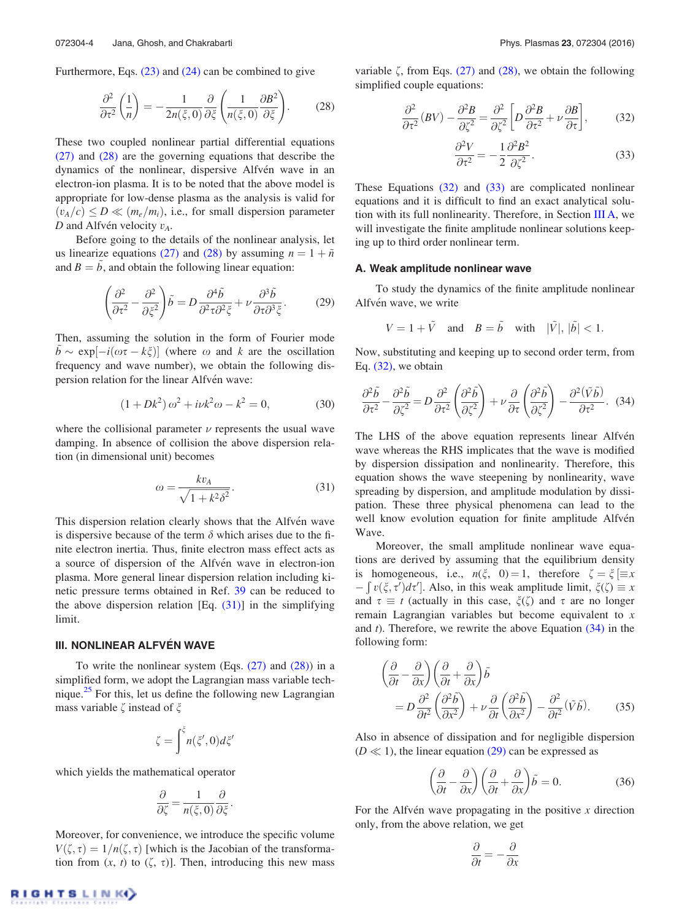Furthermore, Eqs. (23) and (24) can be combined to give

$$\frac{\partial^2}{\partial\tau^2}\left(\frac{1}{n}\right) = -\frac{1}{2n(\xi,0)}\frac{\partial}{\partial\xi}\left(\frac{1}{n(\xi,0)}\frac{\partial B^2}{\partial\xi}\right). \tag{28}$$

These two coupled nonlinear partial differential equations (27) and (28) are the governing equations that describe the dynamics of the nonlinear, dispersive Alfvén wave in an electron-ion plasma. It is to be noted that the above model is appropriate for low-dense plasma as the analysis is valid for $(v_A/c) \leq D \ll (m_e/m_i)$, i.e., for small dispersion parameter $D$ and Alfvén velocity $v_A$.

Before going to the details of the nonlinear analysis, let us linearize equations (27) and (28) by assuming $n = 1 + \tilde{n}$ and $B = \tilde{b}$, and obtain the following linear equation:

$$\left(\frac{\partial^2}{\partial\tau^2} - \frac{\partial^2}{\partial\xi^2}\right)\tilde{b} = D\frac{\partial^4\tilde{b}}{\partial^2\tau\partial^2\xi} + \nu\frac{\partial^3\tilde{b}}{\partial\tau\partial^3\xi}. \tag{29}$$

Then, assuming the solution in the form of Fourier mode $\tilde{b} \sim \exp[-i(\omega\tau - k\xi)]$ (where $\omega$ and $k$ are the oscillation frequency and wave number), we obtain the following dispersion relation for the linear Alfvén wave:

$$(1 + Dk^2)\,\omega^2 + i\nu k^2\omega - k^2 = 0, \tag{30}$$

where the collisional parameter $\nu$ represents the usual wave damping. In absence of collision the above dispersion relation (in dimensional unit) becomes

$$\omega = \frac{kv_A}{\sqrt{1 + k^2\delta^2}}. \tag{31}$$

This dispersion relation clearly shows that the Alfvén wave is dispersive because of the term $\delta$ which arises due to the finite electron inertia. Thus, finite electron mass effect acts as a source of dispersion of the Alfvén wave in electron-ion plasma. More general linear dispersion relation including kinetic pressure terms obtained in Ref. 39 can be reduced to the above dispersion relation [Eq. (31)] in the simplifying limit.

## III. NONLINEAR ALFVÉN WAVE

To write the nonlinear system (Eqs. (27) and (28)) in a simplified form, we adopt the Lagrangian mass variable technique.[25] For this, let us define the following new Lagrangian mass variable $\zeta$ instead of $\xi$

$$\zeta = \int^{\xi} n(\xi', 0)\,d\xi'$$

which yields the mathematical operator

$$\frac{\partial}{\partial\zeta} = \frac{1}{n(\xi,0)}\frac{\partial}{\partial\xi}.$$

Moreover, for convenience, we introduce the specific volume $V(\zeta,\tau) = 1/n(\zeta,\tau)$ [which is the Jacobian of the transformation from $(x, t)$ to $(\zeta, \tau)$]. Then, introducing this new mass variable $\zeta$, from Eqs. (27) and (28), we obtain the following simplified couple equations:

$$\frac{\partial^2}{\partial\tau^2}(BV) - \frac{\partial^2 B}{\partial\zeta^2} = \frac{\partial^2}{\partial\zeta^2}\left[D\frac{\partial^2 B}{\partial\tau^2} + \nu\frac{\partial B}{\partial\tau}\right], \tag{32}$$

$$\frac{\partial^2 V}{\partial\tau^2} = -\frac{1}{2}\frac{\partial^2 B^2}{\partial\zeta^2}. \tag{33}$$

These Equations (32) and (33) are complicated nonlinear equations and it is difficult to find an exact analytical solution with its full nonlinearity. Therefore, in Section III A, we will investigate the finite amplitude nonlinear solutions keeping up to third order nonlinear term.

### A. Weak amplitude nonlinear wave

To study the dynamics of the finite amplitude nonlinear Alfvén wave, we write

$$V = 1 + \tilde{V} \quad \text{and} \quad B = \tilde{b} \quad \text{with} \quad |\tilde{V}|, |\tilde{b}| < 1.$$

Now, substituting and keeping up to second order term, from Eq. (32), we obtain

$$\frac{\partial^2\tilde{b}}{\partial\tau^2} - \frac{\partial^2\tilde{b}}{\partial\zeta^2} = D\frac{\partial^2}{\partial\tau^2}\left(\frac{\partial^2\tilde{b}}{\partial\zeta^2}\right) + \nu\frac{\partial}{\partial\tau}\left(\frac{\partial^2\tilde{b}}{\partial\zeta^2}\right) - \frac{\partial^2(\tilde{V}\tilde{b})}{\partial\tau^2}. \tag{34}$$

The LHS of the above equation represents linear Alfvén wave whereas the RHS implicates that the wave is modified by dispersion dissipation and nonlinearity. Therefore, this equation shows the wave steepening by nonlinearity, wave spreading by dispersion, and amplitude modulation by dissipation. These three physical phenomena can lead to the well know evolution equation for finite amplitude Alfvén Wave.

Moreover, the small amplitude nonlinear wave equations are derived by assuming that the equilibrium density is homogeneous, i.e., $n(\xi, 0) = 1$, therefore $\zeta = \xi\ [\equiv x - \int v(\xi,\tau')d\tau']$. Also, in this weak amplitude limit, $\xi(\zeta) \equiv x$ and $\tau \equiv t$ (actually in this case, $\xi(\zeta)$ and $\tau$ are no longer remain Lagrangian variables but become equivalent to $x$ and $t$). Therefore, we rewrite the above Equation (34) in the following form:

$$\left(\frac{\partial}{\partial t} - \frac{\partial}{\partial x}\right)\left(\frac{\partial}{\partial t} + \frac{\partial}{\partial x}\right)\tilde{b} = D\frac{\partial^2}{\partial t^2}\left(\frac{\partial^2\tilde{b}}{\partial x^2}\right) + \nu\frac{\partial}{\partial t}\left(\frac{\partial^2\tilde{b}}{\partial x^2}\right) - \frac{\partial^2}{\partial t^2}(\tilde{V}\tilde{b}). \tag{35}$$

Also in absence of dissipation and for negligible dispersion ($D \ll 1$), the linear equation (29) can be expressed as

$$\left(\frac{\partial}{\partial t} - \frac{\partial}{\partial x}\right)\left(\frac{\partial}{\partial t} + \frac{\partial}{\partial x}\right)\tilde{b} = 0. \tag{36}$$

For the Alfvén wave propagating in the positive $x$ direction only, from the above relation, we get

$$\frac{\partial}{\partial t} = -\frac{\partial}{\partial x}$$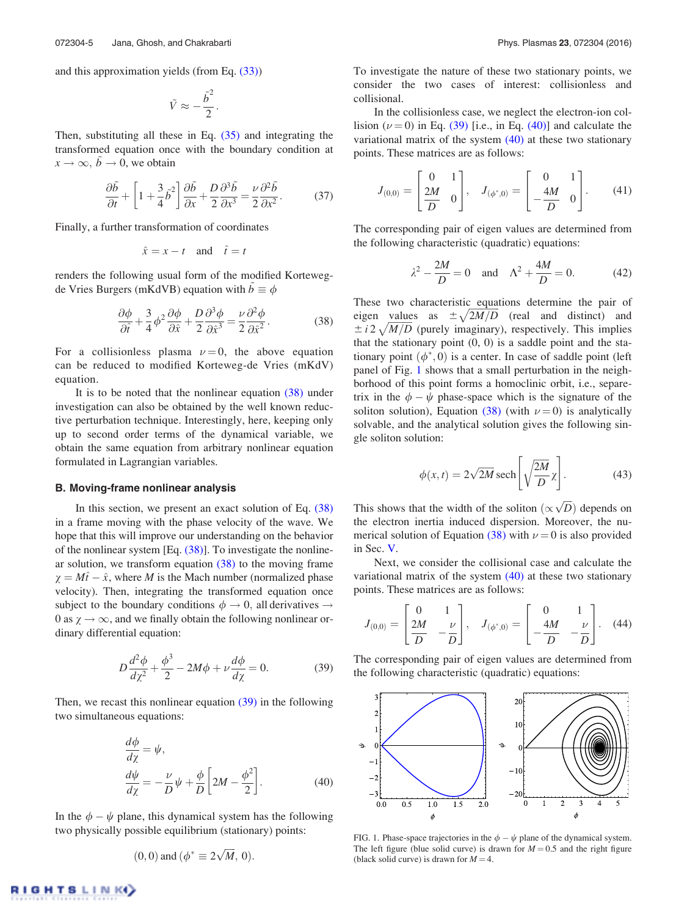and this approximation yields (from Eq. (33))

$$\tilde{V} \approx -\frac{\tilde{b}^2}{2}.$$

Then, substituting all these in Eq. (35) and integrating the transformed equation once with the boundary condition at $x \to \infty$, $\tilde{b} \to 0$, we obtain

$$\frac{\partial \tilde{b}}{\partial t} + \left[1 + \frac{3}{4}\tilde{b}^2\right]\frac{\partial \tilde{b}}{\partial x} + \frac{D}{2}\frac{\partial^3 \tilde{b}}{\partial x^3} = \frac{\nu}{2}\frac{\partial^2 \tilde{b}}{\partial x^2}. \tag{37}$$

Finally, a further transformation of coordinates

$$\hat{x} = x - t \quad \text{and} \quad \hat{t} = t$$

renders the following usual form of the modified Korteweg-de Vries Burgers (mKdVB) equation with $\tilde{b} \equiv \phi$

$$\frac{\partial \phi}{\partial \hat{t}} + \frac{3}{4}\phi^2\frac{\partial \phi}{\partial \hat{x}} + \frac{D}{2}\frac{\partial^3 \phi}{\partial \hat{x}^3} = \frac{\nu}{2}\frac{\partial^2 \phi}{\partial \hat{x}^2}. \tag{38}$$

For a collisionless plasma $\nu = 0$, the above equation can be reduced to modified Korteweg-de Vries (mKdV) equation.

It is to be noted that the nonlinear equation (38) under investigation can also be obtained by the well known reductive perturbation technique. Interestingly, here, keeping only up to second order terms of the dynamical variable, we obtain the same equation from arbitrary nonlinear equation formulated in Lagrangian variables.

### B. Moving-frame nonlinear analysis

In this section, we present an exact solution of Eq. (38) in a frame moving with the phase velocity of the wave. We hope that this will improve our understanding on the behavior of the nonlinear system [Eq. (38)]. To investigate the nonlinear solution, we transform equation (38) to the moving frame $\chi = M\hat{t} - \hat{x}$, where $M$ is the Mach number (normalized phase velocity). Then, integrating the transformed equation once subject to the boundary conditions $\phi \to 0$, all derivatives $\to 0$ as $\chi \to \infty$, and we finally obtain the following nonlinear ordinary differential equation:

$$D\frac{d^2\phi}{d\chi^2} + \frac{\phi^3}{2} - 2M\phi + \nu\frac{d\phi}{d\chi} = 0. \tag{39}$$

Then, we recast this nonlinear equation (39) in the following two simultaneous equations:

$$\frac{d\phi}{d\chi} = \psi,$$
$$\frac{d\psi}{d\chi} = -\frac{\nu}{D}\psi + \frac{\phi}{D}\left[2M - \frac{\phi^2}{2}\right]. \tag{40}$$

In the $\phi - \psi$ plane, this dynamical system has the following two physically possible equilibrium (stationary) points:

$$(0, 0) \text{ and } (\phi^* \equiv 2\sqrt{M},\, 0).$$

To investigate the nature of these two stationary points, we consider the two cases of interest: collisionless and collisional.

In the collisionless case, we neglect the electron-ion collision ($\nu = 0$) in Eq. (39) [i.e., in Eq. (40)] and calculate the variational matrix of the system (40) at these two stationary points. These matrices are as follows:

$$J_{(0,0)} = \begin{bmatrix} 0 & 1 \\ \frac{2M}{D} & 0 \end{bmatrix}, \quad J_{(\phi^*,0)} = \begin{bmatrix} 0 & 1 \\ -\frac{4M}{D} & 0 \end{bmatrix}. \tag{41}$$

The corresponding pair of eigen values are determined from the following characteristic (quadratic) equations:

$$\lambda^2 - \frac{2M}{D} = 0 \quad \text{and} \quad \Lambda^2 + \frac{4M}{D} = 0. \tag{42}$$

These two characteristic equations determine the pair of eigen values as $\pm\sqrt{2M/D}$ (real and distinct) and $\pm i\,2\sqrt{M/D}$ (purely imaginary), respectively. This implies that the stationary point (0, 0) is a saddle point and the stationary point $(\phi^*, 0)$ is a center. In case of saddle point (left panel of Fig. 1 shows that a small perturbation in the neighborhood of this point forms a homoclinic orbit, i.e., separetrix in the $\phi - \psi$ phase-space which is the signature of the soliton solution), Equation (38) (with $\nu = 0$) is analytically solvable, and the analytical solution gives the following single soliton solution:

$$\phi(x, t) = 2\sqrt{2M}\,\mathrm{sech}\left[\sqrt{\frac{2M}{D}}\chi\right]. \tag{43}$$

This shows that the width of the soliton ($\propto \sqrt{D}$) depends on the electron inertia induced dispersion. Moreover, the numerical solution of Equation (38) with $\nu = 0$ is also provided in Sec. V.

Next, we consider the collisional case and calculate the variational matrix of the system (40) at these two stationary points. These matrices are as follows:

$$J_{(0,0)} = \begin{bmatrix} 0 & 1 \\ \frac{2M}{D} & -\frac{\nu}{D} \end{bmatrix}, \quad J_{(\phi^*,0)} = \begin{bmatrix} 0 & 1 \\ -\frac{4M}{D} & -\frac{\nu}{D} \end{bmatrix}. \tag{44}$$

The corresponding pair of eigen values are determined from the following characteristic (quadratic) equations:

FIG. 1. Phase-space trajectories in the $\phi - \psi$ plane of the dynamical system. The left figure (blue solid curve) is drawn for $M = 0.5$ and the right figure (black solid curve) is drawn for $M = 4$.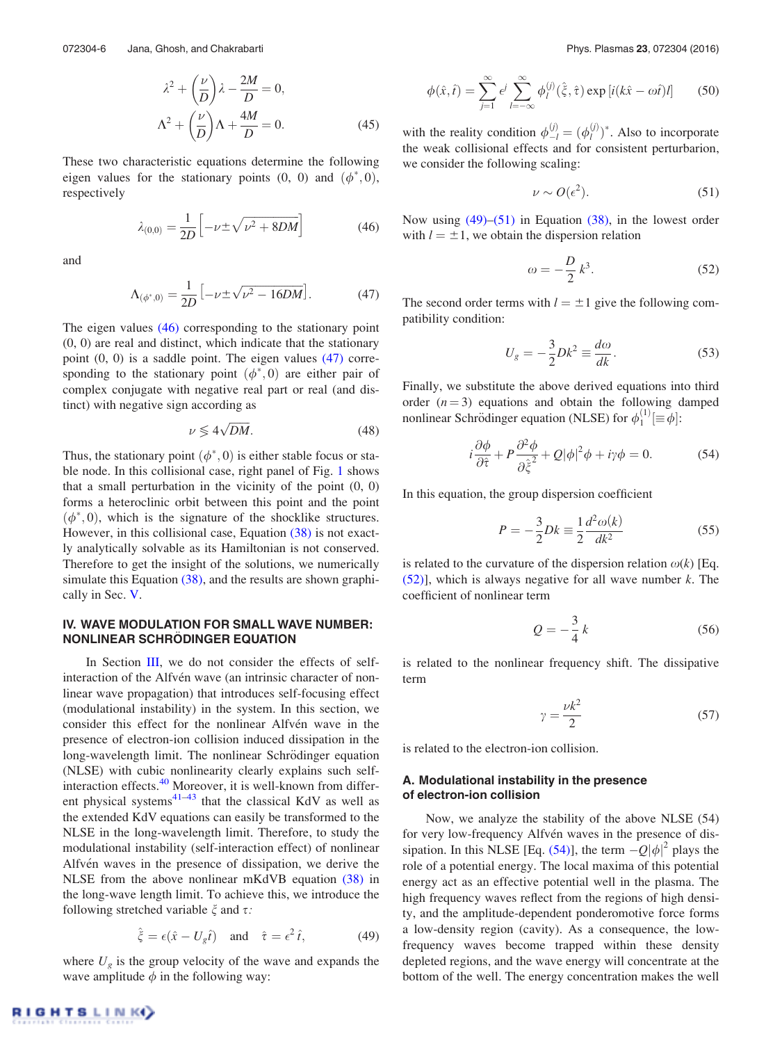$$
\begin{aligned}
&\lambda^2 + \left(\frac{\nu}{D}\right)\lambda - \frac{2M}{D} = 0, \\
&\Lambda^2 + \left(\frac{\nu}{D}\right)\Lambda + \frac{4M}{D} = 0.
\end{aligned}
\tag{45}
$$

These two characteristic equations determine the following eigen values for the stationary points (0, 0) and $(\phi^*, 0)$, respectively

$$
\lambda_{(0,0)} = \frac{1}{2D}\left[-\nu \pm \sqrt{\nu^2 + 8DM}\right] \tag{46}
$$

and

$$
\Lambda_{(\phi^*,0)} = \frac{1}{2D}\left[-\nu \pm \sqrt{\nu^2 - 16DM}\right]. \tag{47}
$$

The eigen values (46) corresponding to the stationary point (0, 0) are real and distinct, which indicate that the stationary point (0, 0) is a saddle point. The eigen values (47) corresponding to the stationary point $(\phi^*, 0)$ are either pair of complex conjugate with negative real part or real (and distinct) with negative sign according as

$$
\nu \lessgtr 4\sqrt{DM}. \tag{48}
$$

Thus, the stationary point $(\phi^*, 0)$ is either stable focus or stable node. In this collisional case, right panel of Fig. 1 shows that a small perturbation in the vicinity of the point (0, 0) forms a heteroclinic orbit between this point and the point $(\phi^*, 0)$, which is the signature of the shocklike structures. However, in this collisional case, Equation (38) is not exactly analytically solvable as its Hamiltonian is not conserved. Therefore to get the insight of the solutions, we numerically simulate this Equation (38), and the results are shown graphically in Sec. V.

## IV. WAVE MODULATION FOR SMALL WAVE NUMBER: NONLINEAR SCHRÖDINGER EQUATION

In Section III, we do not consider the effects of self-interaction of the Alfvén wave (an intrinsic character of nonlinear wave propagation) that introduces self-focusing effect (modulational instability) in the system. In this section, we consider this effect for the nonlinear Alfvén wave in the presence of electron-ion collision induced dissipation in the long-wavelength limit. The nonlinear Schrödinger equation (NLSE) with cubic nonlinearity clearly explains such self-interaction effects.[40] Moreover, it is well-known from different physical systems[41–43] that the classical KdV as well as the extended KdV equations can easily be transformed to the NLSE in the long-wavelength limit. Therefore, to study the modulational instability (self-interaction effect) of nonlinear Alfvén waves in the presence of dissipation, we derive the NLSE from the above nonlinear mKdVB equation (38) in the long-wave length limit. To achieve this, we introduce the following stretched variable $\xi$ and $\tau$:

$$
\hat{\xi} = \epsilon(\hat{x} - U_g\hat{t}) \quad \text{and} \quad \hat{\tau} = \epsilon^2\hat{t}, \tag{49}
$$

where $U_g$ is the group velocity of the wave and expands the wave amplitude $\phi$ in the following way:

$$
\phi(\hat{x}, \hat{t}) = \sum_{j=1}^{\infty} \epsilon^j \sum_{l=-\infty}^{\infty} \phi_l^{(j)}(\hat{\xi}, \hat{\tau}) \exp\left[i(k\hat{x} - \omega\hat{t})l\right] \tag{50}
$$

with the reality condition $\phi_{-l}^{(j)} = (\phi_l^{(j)})^*$. Also to incorporate the weak collisional effects and for consistent perturbarion, we consider the following scaling:

$$
\nu \sim O(\epsilon^2). \tag{51}
$$

Now using (49)–(51) in Equation (38), in the lowest order with $l = \pm 1$, we obtain the dispersion relation

$$
\omega = -\frac{D}{2}k^3. \tag{52}
$$

The second order terms with $l = \pm 1$ give the following compatibility condition:

$$
U_g = -\frac{3}{2}Dk^2 \equiv \frac{d\omega}{dk}. \tag{53}
$$

Finally, we substitute the above derived equations into third order $(n = 3)$ equations and obtain the following damped nonlinear Schrödinger equation (NLSE) for $\phi_1^{(1)}[\equiv \phi]$:

$$
i\frac{\partial \phi}{\partial \hat{\tau}} + P\frac{\partial^2 \phi}{\partial \hat{\xi}^2} + Q|\phi|^2\phi + i\gamma\phi = 0. \tag{54}
$$

In this equation, the group dispersion coefficient

$$
P = -\frac{3}{2}Dk \equiv \frac{1}{2}\frac{d^2\omega(k)}{dk^2} \tag{55}
$$

is related to the curvature of the dispersion relation $\omega(k)$ [Eq. (52)], which is always negative for all wave number $k$. The coefficient of nonlinear term

$$
Q = -\frac{3}{4}k \tag{56}
$$

is related to the nonlinear frequency shift. The dissipative term

$$
\gamma = \frac{\nu k^2}{2} \tag{57}
$$

is related to the electron-ion collision.

### A. Modulational instability in the presence of electron-ion collision

Now, we analyze the stability of the above NLSE (54) for very low-frequency Alfvén waves in the presence of dissipation. In this NLSE [Eq. (54)], the term $-Q|\phi|^2$ plays the role of a potential energy. The local maxima of this potential energy act as an effective potential well in the plasma. The high frequency waves reflect from the regions of high density, and the amplitude-dependent ponderomotive force forms a low-density region (cavity). As a consequence, the low-frequency waves become trapped within these density depleted regions, and the wave energy will concentrate at the bottom of the well. The energy concentration makes the well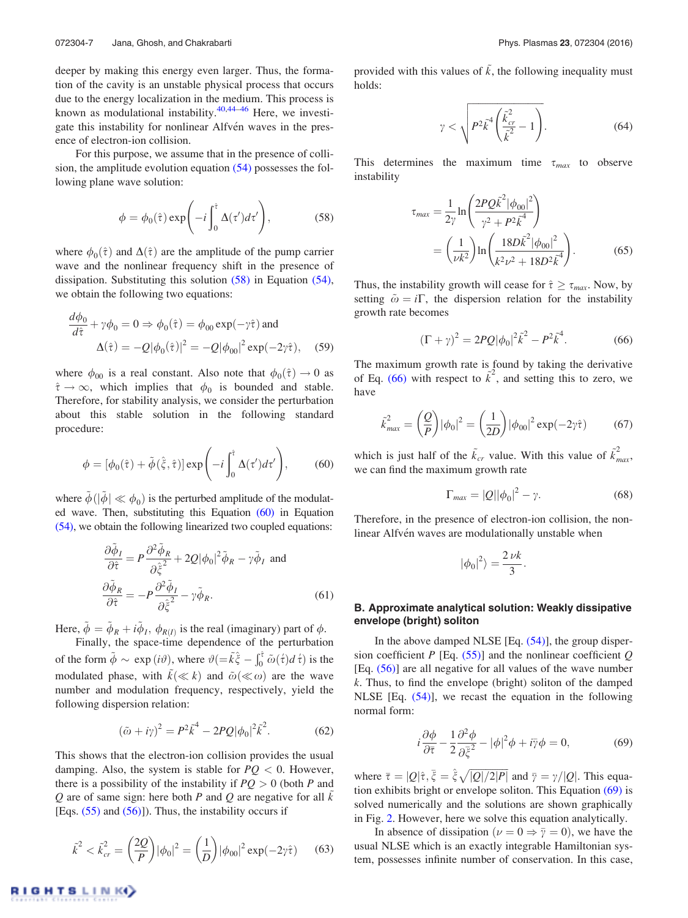deeper by making this energy even larger. Thus, the formation of the cavity is an unstable physical process that occurs due to the energy localization in the medium. This process is known as modulational instability.[40,44–46] Here, we investigate this instability for nonlinear Alfvén waves in the presence of electron-ion collision.

For this purpose, we assume that in the presence of collision, the amplitude evolution equation (54) possesses the following plane wave solution:

$$\phi = \phi_0(\hat{\tau}) \exp\left(-i\int_0^{\hat{\tau}} \Delta(\tau')d\tau'\right), \tag{58}$$

where $\phi_0(\hat{\tau})$ and $\Delta(\hat{\tau})$ are the amplitude of the pump carrier wave and the nonlinear frequency shift in the presence of dissipation. Substituting this solution (58) in Equation (54), we obtain the following two equations:

$$\frac{d\phi_0}{d\hat{\tau}} + \gamma\phi_0 = 0 \Rightarrow \phi_0(\hat{\tau}) = \phi_{00}\exp(-\gamma\hat{\tau}) \text{ and}$$
$$\Delta(\hat{\tau}) = -Q|\phi_0(\hat{\tau})|^2 = -Q|\phi_{00}|^2\exp(-2\gamma\hat{\tau}), \tag{59}$$

where $\phi_{00}$ is a real constant. Also note that $\phi_0(\hat{\tau}) \to 0$ as $\hat{\tau} \to \infty$, which implies that $\phi_0$ is bounded and stable. Therefore, for stability analysis, we consider the perturbation about this stable solution in the following standard procedure:

$$\phi = [\phi_0(\hat{\tau}) + \tilde{\phi}(\hat{\xi},\hat{\tau})]\exp\left(-i\int_0^{\hat{\tau}} \Delta(\tau')d\tau'\right), \tag{60}$$

where $\tilde{\phi}(|\tilde{\phi}| \ll \phi_0)$ is the perturbed amplitude of the modulated wave. Then, substituting this Equation (60) in Equation (54), we obtain the following linearized two coupled equations:

$$\frac{\partial\tilde{\phi}_I}{\partial\hat{\tau}} = P\frac{\partial^2\tilde{\phi}_R}{\partial\hat{\xi}^2} + 2Q|\phi_0|^2\tilde{\phi}_R - \gamma\tilde{\phi}_I \text{ and}$$
$$\frac{\partial\tilde{\phi}_R}{\partial\hat{\tau}} = -P\frac{\partial^2\tilde{\phi}_I}{\partial\hat{\xi}^2} - \gamma\tilde{\phi}_R. \tag{61}$$

Here, $\tilde{\phi} = \tilde{\phi}_R + i\tilde{\phi}_I$, $\phi_{R(I)}$ is the real (imaginary) part of $\phi$.

Finally, the space-time dependence of the perturbation of the form $\tilde{\phi} \sim \exp(i\vartheta)$, where $\vartheta(=\tilde{k}\hat{\xi} - \int_0^{\hat{\tau}}\tilde{\omega}(\acute{t})d\acute{t})$ is the modulated phase, with $\tilde{k}(\ll k)$ and $\tilde{\omega}(\ll \omega)$ are the wave number and modulation frequency, respectively, yield the following dispersion relation:

$$(\tilde{\omega} + i\gamma)^2 = P^2\tilde{k}^4 - 2PQ|\phi_0|^2\tilde{k}^2. \tag{62}$$

This shows that the electron-ion collision provides the usual damping. Also, the system is stable for $PQ < 0$. However, there is a possibility of the instability if $PQ > 0$ (both $P$ and $Q$ are of same sign: here both $P$ and $Q$ are negative for all $\tilde{k}$ [Eqs. (55) and (56)]). Thus, the instability occurs if

$$\tilde{k}^2 < \tilde{k}_{cr}^2 = \left(\frac{2Q}{P}\right)|\phi_0|^2 = \left(\frac{1}{D}\right)|\phi_{00}|^2\exp(-2\gamma\hat{\tau}) \tag{63}$$

provided with this values of $\tilde{k}$, the following inequality must holds:

$$\gamma < \sqrt{P^2\tilde{k}^4\left(\frac{\tilde{k}_{cr}^2}{\tilde{k}^2} - 1\right)}. \tag{64}$$

This determines the maximum time $\tau_{max}$ to observe instability

$$\tau_{max} = \frac{1}{2\gamma}\ln\left(\frac{2PQ\tilde{k}^2|\phi_{00}|^2}{\gamma^2 + P^2\tilde{k}^4}\right)$$
$$= \left(\frac{1}{\nu k^2}\right)\ln\left(\frac{18D\tilde{k}^2|\phi_{00}|^2}{k^2\nu^2 + 18D^2\tilde{k}^4}\right). \tag{65}$$

Thus, the instability growth will cease for $\hat{\tau} \geq \tau_{max}$. Now, by setting $\tilde{\omega} = i\Gamma$, the dispersion relation for the instability growth rate becomes

$$(\Gamma + \gamma)^2 = 2PQ|\phi_0|^2\tilde{k}^2 - P^2\tilde{k}^4. \tag{66}$$

The maximum growth rate is found by taking the derivative of Eq. (66) with respect to $\tilde{k}^2$, and setting this to zero, we have

$$\tilde{k}_{max}^2 = \left(\frac{Q}{P}\right)|\phi_0|^2 = \left(\frac{1}{2D}\right)|\phi_{00}|^2\exp(-2\gamma\hat{\tau}) \tag{67}$$

which is just half of the $\tilde{k}_{cr}$ value. With this value of $\tilde{k}_{max}^2$, we can find the maximum growth rate

$$\Gamma_{max} = |Q||\phi_0|^2 - \gamma. \tag{68}$$

Therefore, in the presence of electron-ion collision, the nonlinear Alfvén waves are modulationally unstable when

$$|\phi_0|^2\rangle = \frac{2\nu k}{3}.$$

### B. Approximate analytical solution: Weakly dissipative envelope (bright) soliton

In the above damped NLSE [Eq. (54)], the group dispersion coefficient $P$ [Eq. (55)] and the nonlinear coefficient $Q$ [Eq. (56)] are always negative for all values of the wave number $k$. Thus, to find the envelope (bright) soliton of the damped NLSE [Eq. (54)], we recast the equation in the following normal form:

$$i\frac{\partial\phi}{\partial\bar{\tau}} - \frac{1}{2}\frac{\partial^2\phi}{\partial\bar{\xi}^2} - |\phi|^2\phi + i\bar{\gamma}\phi = 0, \tag{69}$$

where $\bar{\tau} = |Q|\hat{\tau}, \bar{\xi} = \hat{\xi}\sqrt{|Q|/2|P|}$ and $\bar{\gamma} = \gamma/|Q|$. This equation exhibits bright or envelope soliton. This Equation (69) is solved numerically and the solutions are shown graphically in Fig. 2. However, here we solve this equation analytically.

In absence of dissipation ($\nu = 0 \Rightarrow \bar{\gamma} = 0$), we have the usual NLSE which is an exactly integrable Hamiltonian system, possesses infinite number of conservation. In this case,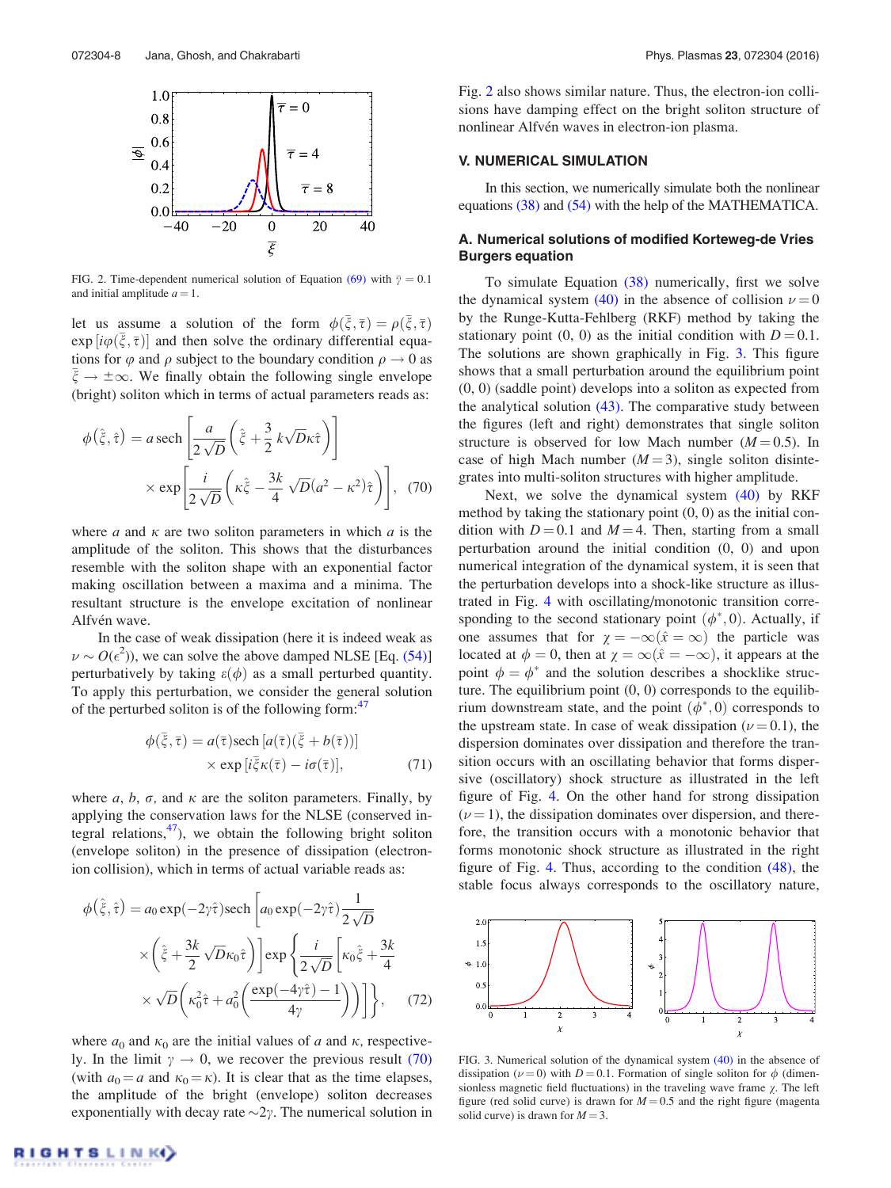FIG. 2. Time-dependent numerical solution of Equation (69) with $\bar{\gamma} = 0.1$ and initial amplitude $a = 1$.

let us assume a solution of the form $\phi(\bar{\xi}, \bar{\tau}) = \rho(\bar{\xi}, \bar{\tau}) \exp[i\varphi(\bar{\xi}, \bar{\tau})]$ and then solve the ordinary differential equations for $\varphi$ and $\rho$ subject to the boundary condition $\rho \to 0$ as $\bar{\xi} \to \pm\infty$. We finally obtain the following single envelope (bright) soliton which in terms of actual parameters reads as:

$$\phi(\hat{\xi}, \hat{\tau}) = a\,\mathrm{sech}\left[\frac{a}{2\sqrt{D}}\left(\hat{\xi} + \frac{3}{2}k\sqrt{D}\kappa\hat{\tau}\right)\right] \times \exp\left[\frac{i}{2\sqrt{D}}\left(\kappa\hat{\xi} - \frac{3k}{4}\sqrt{D}(a^2 - \kappa^2)\hat{\tau}\right)\right], \quad (70)$$

where $a$ and $\kappa$ are two soliton parameters in which $a$ is the amplitude of the soliton. This shows that the disturbances resemble with the soliton shape with an exponential factor making oscillation between a maxima and a minima. The resultant structure is the envelope excitation of nonlinear Alfvén wave.

In the case of weak dissipation (here it is indeed weak as $\nu \sim O(\epsilon^2)$), we can solve the above damped NLSE [Eq. (54)] perturbatively by taking $\varepsilon(\phi)$ as a small perturbed quantity. To apply this perturbation, we consider the general solution of the perturbed soliton is of the following form:[47]

$$\phi(\bar{\xi}, \bar{\tau}) = a(\bar{\tau})\mathrm{sech}\left[a(\bar{\tau})(\bar{\xi} + b(\bar{\tau}))\right] \times \exp\left[i\bar{\xi}\kappa(\bar{\tau}) - i\sigma(\bar{\tau})\right], \quad (71)$$

where $a$, $b$, $\sigma$, and $\kappa$ are the soliton parameters. Finally, by applying the conservation laws for the NLSE (conserved integral relations,[47]), we obtain the following bright soliton (envelope soliton) in the presence of dissipation (electron-ion collision), which in terms of actual variable reads as:

$$\phi(\hat{\xi}, \hat{\tau}) = a_0\exp(-2\gamma\hat{\tau})\mathrm{sech}\left[a_0\exp(-2\gamma\hat{\tau})\frac{1}{2\sqrt{D}} \times \left(\hat{\xi} + \frac{3k}{2}\sqrt{D}\kappa_0\hat{\tau}\right)\right]\exp\left\{\frac{i}{2\sqrt{D}}\left[\kappa_0\hat{\xi} + \frac{3k}{4} \times \sqrt{D}\left(\kappa_0^2\hat{\tau} + a_0^2\left(\frac{\exp(-4\gamma\hat{\tau}) - 1}{4\gamma}\right)\right)\right]\right\}, \quad (72)$$

where $a_0$ and $\kappa_0$ are the initial values of $a$ and $\kappa$, respectively. In the limit $\gamma \to 0$, we recover the previous result (70) (with $a_0 = a$ and $\kappa_0 = \kappa$). It is clear that as the time elapses, the amplitude of the bright (envelope) soliton decreases exponentially with decay rate $\sim 2\gamma$. The numerical solution in Fig. 2 also shows similar nature. Thus, the electron-ion collisions have damping effect on the bright soliton structure of nonlinear Alfvén waves in electron-ion plasma.

## V. NUMERICAL SIMULATION

In this section, we numerically simulate both the nonlinear equations (38) and (54) with the help of the MATHEMATICA.

### A. Numerical solutions of modified Korteweg-de Vries Burgers equation

To simulate Equation (38) numerically, first we solve the dynamical system (40) in the absence of collision $\nu = 0$ by the Runge-Kutta-Fehlberg (RKF) method by taking the stationary point (0, 0) as the initial condition with $D = 0.1$. The solutions are shown graphically in Fig. 3. This figure shows that a small perturbation around the equilibrium point (0, 0) (saddle point) develops into a soliton as expected from the analytical solution (43). The comparative study between the figures (left and right) demonstrates that single soliton structure is observed for low Mach number ($M = 0.5$). In case of high Mach number ($M = 3$), single soliton disintegrates into multi-soliton structures with higher amplitude.

Next, we solve the dynamical system (40) by RKF method by taking the stationary point (0, 0) as the initial condition with $D = 0.1$ and $M = 4$. Then, starting from a small perturbation around the initial condition (0, 0) and upon numerical integration of the dynamical system, it is seen that the perturbation develops into a shock-like structure as illustrated in Fig. 4 with oscillating/monotonic transition corresponding to the second stationary point $(\phi^*, 0)$. Actually, if one assumes that for $\chi = -\infty(\hat{x} = \infty)$ the particle was located at $\phi = 0$, then at $\chi = \infty(\hat{x} = -\infty)$, it appears at the point $\phi = \phi^*$ and the solution describes a shocklike structure. The equilibrium point (0, 0) corresponds to the equilibrium downstream state, and the point $(\phi^*, 0)$ corresponds to the upstream state. In case of weak dissipation ($\nu = 0.1$), the dispersion dominates over dissipation and therefore the transition occurs with an oscillating behavior that forms dispersive (oscillatory) shock structure as illustrated in the left figure of Fig. 4. On the other hand for strong dissipation ($\nu = 1$), the dissipation dominates over dispersion, and therefore, the transition occurs with a monotonic behavior that forms monotonic shock structure as illustrated in the right figure of Fig. 4. Thus, according to the condition (48), the stable focus always corresponds to the oscillatory nature,

FIG. 3. Numerical solution of the dynamical system (40) in the absence of dissipation ($\nu = 0$) with $D = 0.1$. Formation of single soliton for $\phi$ (dimensionless magnetic field fluctuations) in the traveling wave frame $\chi$. The left figure (red solid curve) is drawn for $M = 0.5$ and the right figure (magenta solid curve) is drawn for $M = 3$.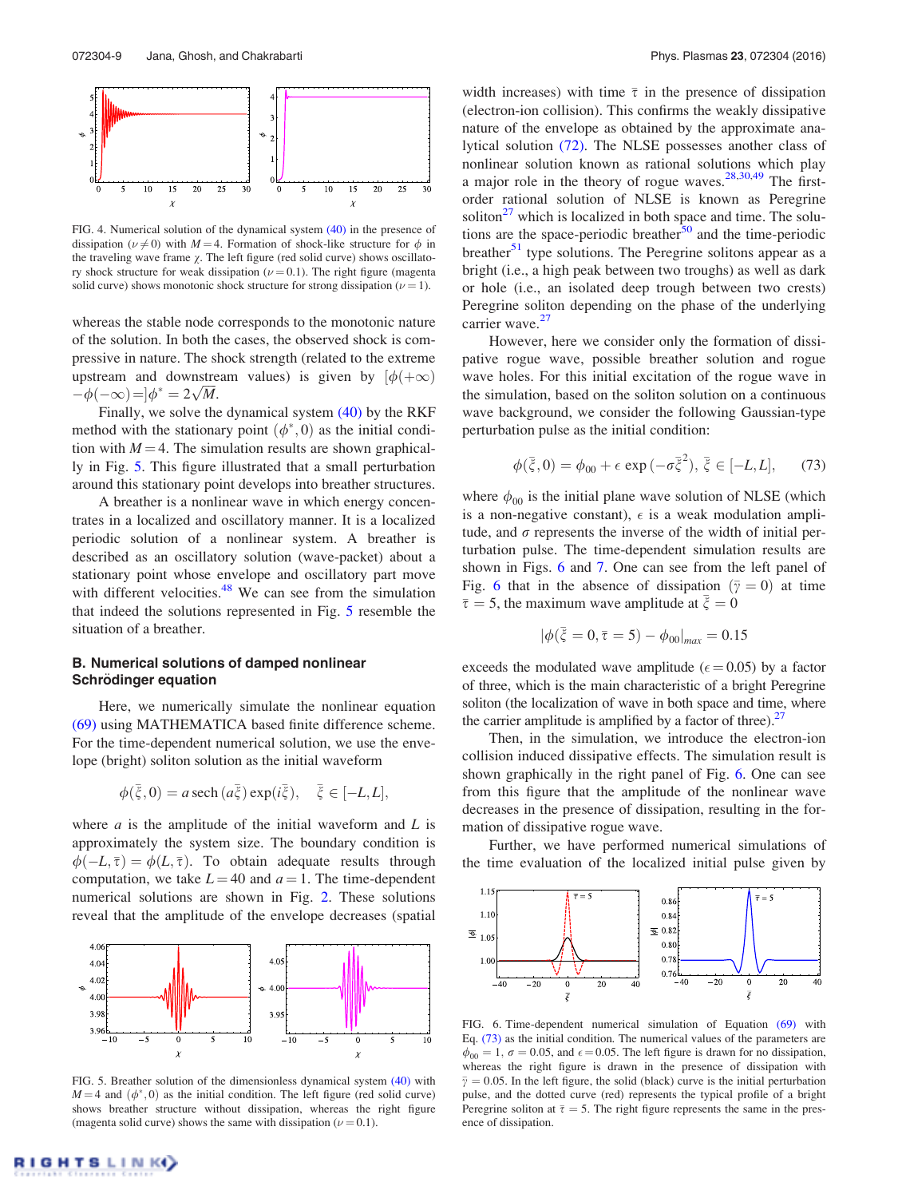FIG. 4. Numerical solution of the dynamical system (40) in the presence of dissipation ($\nu \neq 0$) with $M = 4$. Formation of shock-like structure for $\phi$ in the traveling wave frame $\chi$. The left figure (red solid curve) shows oscillatory shock structure for weak dissipation ($\nu = 0.1$). The right figure (magenta solid curve) shows monotonic shock structure for strong dissipation ($\nu = 1$).

whereas the stable node corresponds to the monotonic nature of the solution. In both the cases, the observed shock is compressive in nature. The shock strength (related to the extreme upstream and downstream values) is given by $[\phi(+\infty) - \phi(-\infty) =]\phi^* = 2\sqrt{M}$.

Finally, we solve the dynamical system (40) by the RKF method with the stationary point $(\phi^*, 0)$ as the initial condition with $M = 4$. The simulation results are shown graphically in Fig. 5. This figure illustrated that a small perturbation around this stationary point develops into breather structures.

A breather is a nonlinear wave in which energy concentrates in a localized and oscillatory manner. It is a localized periodic solution of a nonlinear system. A breather is described as an oscillatory solution (wave-packet) about a stationary point whose envelope and oscillatory part move with different velocities.[48] We can see from the simulation that indeed the solutions represented in Fig. 5 resemble the situation of a breather.

### B. Numerical solutions of damped nonlinear Schrödinger equation

Here, we numerically simulate the nonlinear equation (69) using MATHEMATICA based finite difference scheme. For the time-dependent numerical solution, we use the envelope (bright) soliton solution as the initial waveform

$$\phi(\bar{\xi}, 0) = a\,\mathrm{sech}\,(a\bar{\xi})\exp(i\bar{\xi}), \quad \bar{\xi} \in [-L, L],$$

where $a$ is the amplitude of the initial waveform and $L$ is approximately the system size. The boundary condition is $\phi(-L, \bar{\tau}) = \phi(L, \bar{\tau})$. To obtain adequate results through computation, we take $L = 40$ and $a = 1$. The time-dependent numerical solutions are shown in Fig. 2. These solutions reveal that the amplitude of the envelope decreases (spatial width increases) with time $\bar{\tau}$ in the presence of dissipation (electron-ion collision). This confirms the weakly dissipative nature of the envelope as obtained by the approximate analytical solution (72). The NLSE possesses another class of nonlinear solutions known as rational solutions which play a major role in the theory of rogue waves.[28,30,49] The first-order rational solution of NLSE is known as Peregrine soliton[27] which is localized in both space and time. The solutions are the space-periodic breather[50] and the time-periodic breather[51] type solutions. The Peregrine solitons appear as a bright (i.e., a high peak between two troughs) as well as dark or hole (i.e., an isolated deep trough between two crests) Peregrine soliton depending on the phase of the underlying carrier wave.[27]

FIG. 5. Breather solution of the dimensionless dynamical system (40) with $M = 4$ and $(\phi^*, 0)$ as the initial condition. The left figure (red solid curve) shows breather structure without dissipation, whereas the right figure (magenta solid curve) shows the same with dissipation ($\nu = 0.1$).

However, here we consider only the formation of dissipative rogue wave, possible breather solution and rogue wave holes. For this initial excitation of the rogue wave in the simulation, based on the soliton solution on a continuous wave background, we consider the following Gaussian-type perturbation pulse as the initial condition:

$$\phi(\bar{\xi}, 0) = \phi_{00} + \epsilon\,\exp(-\sigma\bar{\xi}^2), \ \bar{\xi} \in [-L, L], \qquad (73)$$

where $\phi_{00}$ is the initial plane wave solution of NLSE (which is a non-negative constant), $\epsilon$ is a weak modulation amplitude, and $\sigma$ represents the inverse of the width of initial perturbation pulse. The time-dependent simulation results are shown in Figs. 6 and 7. One can see from the left panel of Fig. 6 that in the absence of dissipation ($\bar{\gamma} = 0$) at time $\bar{\tau} = 5$, the maximum wave amplitude at $\bar{\xi} = 0$

$$|\phi(\bar{\xi} = 0, \bar{\tau} = 5) - \phi_{00}|_{max} = 0.15$$

exceeds the modulated wave amplitude ($\epsilon = 0.05$) by a factor of three, which is the main characteristic of a bright Peregrine soliton (the localization of wave in both space and time, where the carrier amplitude is amplified by a factor of three).[27]

Then, in the simulation, we introduce the electron-ion collision induced dissipative effects. The simulation result is shown graphically in the right panel of Fig. 6. One can see from this figure that the amplitude of the nonlinear wave decreases in the presence of dissipation, resulting in the formation of dissipative rogue wave.

Further, we have performed numerical simulations of the time evaluation of the localized initial pulse given by

FIG. 6. Time-dependent numerical simulation of Equation (69) with Eq. (73) as the initial condition. The numerical values of the parameters are $\phi_{00} = 1$, $\sigma = 0.05$, and $\epsilon = 0.05$. The left figure is drawn for no dissipation, whereas the right figure is drawn in the presence of dissipation with $\bar{\gamma} = 0.05$. In the left figure, the solid (black) curve is the initial perturbation pulse, and the dotted curve (red) represents the typical profile of a bright Peregrine soliton at $\bar{\tau} = 5$. The right figure represents the same in the presence of dissipation.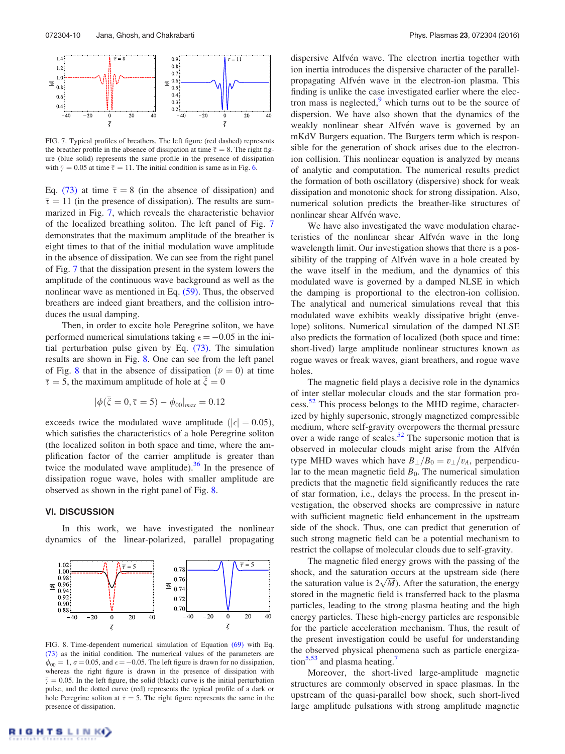FIG. 7. Typical profiles of breathers. The left figure (red dashed) represents the breather profile in the absence of dissipation at time $\bar{\tau} = 8$. The right figure (blue solid) represents the same profile in the presence of dissipation with $\bar{\gamma} = 0.05$ at time $\bar{\tau} = 11$. The initial condition is same as in Fig. 6.

Eq. (73) at time $\bar{\tau} = 8$ (in the absence of dissipation) and $\bar{\tau} = 11$ (in the presence of dissipation). The results are summarized in Fig. 7, which reveals the characteristic behavior of the localized breathing soliton. The left panel of Fig. 7 demonstrates that the maximum amplitude of the breather is eight times to that of the initial modulation wave amplitude in the absence of dissipation. We can see from the right panel of Fig. 7 that the dissipation present in the system lowers the amplitude of the continuous wave background as well as the nonlinear wave as mentioned in Eq. (59). Thus, the observed breathers are indeed giant breathers, and the collision introduces the usual damping.

Then, in order to excite hole Peregrine soliton, we have performed numerical simulations taking $\epsilon = -0.05$ in the initial perturbation pulse given by Eq. (73). The simulation results are shown in Fig. 8. One can see from the left panel of Fig. 8 that in the absence of dissipation ($\bar{\nu} = 0$) at time $\bar{\tau} = 5$, the maximum amplitude of hole at $\bar{\xi} = 0$

$$|\phi(\bar{\xi} = 0, \bar{\tau} = 5) - \phi_{00}|_{max} = 0.12$$

exceeds twice the modulated wave amplitude ($|\epsilon| = 0.05$), which satisfies the characteristics of a hole Peregrine soliton (the localized soliton in both space and time, where the amplification factor of the carrier amplitude is greater than twice the modulated wave amplitude).[36] In the presence of dissipation rogue wave, holes with smaller amplitude are observed as shown in the right panel of Fig. 8.

## VI. DISCUSSION

In this work, we have investigated the nonlinear dynamics of the linear-polarized, parallel propagating dispersive Alfvén wave. The electron inertia together with ion inertia introduces the dispersive character of the parallel-propagating Alfvén wave in the electron-ion plasma. This finding is unlike the case investigated earlier where the electron mass is neglected,[9] which turns out to be the source of dispersion. We have also shown that the dynamics of the weakly nonlinear shear Alfvén wave is governed by an mKdV Burgers equation. The Burgers term which is responsible for the generation of shock arises due to the electron-ion collision. This nonlinear equation is analyzed by means of analytic and computation. The numerical results predict the formation of both oscillatory (dispersive) shock for weak dissipation and monotonic shock for strong dissipation. Also, numerical solution predicts the breather-like structures of nonlinear shear Alfvén wave.

We have also investigated the wave modulation characteristics of the nonlinear shear Alfvén wave in the long wavelength limit. Our investigation shows that there is a possibility of the trapping of Alfvén wave in a hole created by the wave itself in the medium, and the dynamics of this modulated wave is governed by a damped NLSE in which the damping is proportional to the electron-ion collision. The analytical and numerical simulations reveal that this modulated wave exhibits weakly dissipative bright (envelope) solitons. Numerical simulation of the damped NLSE also predicts the formation of localized (both space and time: short-lived) large amplitude nonlinear structures known as rogue waves or freak waves, giant breathers, and rogue wave holes.

The magnetic field plays a decisive role in the dynamics of inter stellar molecular clouds and the star formation process.[52] This process belongs to the MHD regime, characterized by highly supersonic, strongly magnetized compressible medium, where self-gravity overpowers the thermal pressure over a wide range of scales.[52] The supersonic motion that is observed in molecular clouds might arise from the Alfvén type MHD waves which have $B_\perp/B_0 = v_\perp/v_A$, perpendicular to the mean magnetic field $B_0$. The numerical simulation predicts that the magnetic field significantly reduces the rate of star formation, i.e., delays the process. In the present investigation, the observed shocks are compressive in nature with sufficient magnetic field enhancement in the upstream side of the shock. Thus, one can predict that generation of such strong magnetic field can be a potential mechanism to restrict the collapse of molecular clouds due to self-gravity.

The magnetic filed energy grows with the passing of the shock, and the saturation occurs at the upstream side (here the saturation value is $2\sqrt{M}$). After the saturation, the energy stored in the magnetic field is transferred back to the plasma particles, leading to the strong plasma heating and the high energy particles. These high-energy particles are responsible for the particle acceleration mechanism. Thus, the result of the present investigation could be useful for understanding the observed physical phenomena such as particle energization[5,53] and plasma heating.[7]

Moreover, the short-lived large-amplitude magnetic structures are commonly observed in space plasmas. In the upstream of the quasi-parallel bow shock, such short-lived large amplitude pulsations with strong amplitude magnetic

FIG. 8. Time-dependent numerical simulation of Equation (69) with Eq. (73) as the initial condition. The numerical values of the parameters are $\phi_{00} = 1$, $\sigma = 0.05$, and $\epsilon = -0.05$. The left figure is drawn for no dissipation, whereas the right figure is drawn in the presence of dissipation with $\bar{\gamma} = 0.05$. In the left figure, the solid (black) curve is the initial perturbation pulse, and the dotted curve (red) represents the typical profile of a dark or hole Peregrine soliton at $\bar{\tau} = 5$. The right figure represents the same in the presence of dissipation.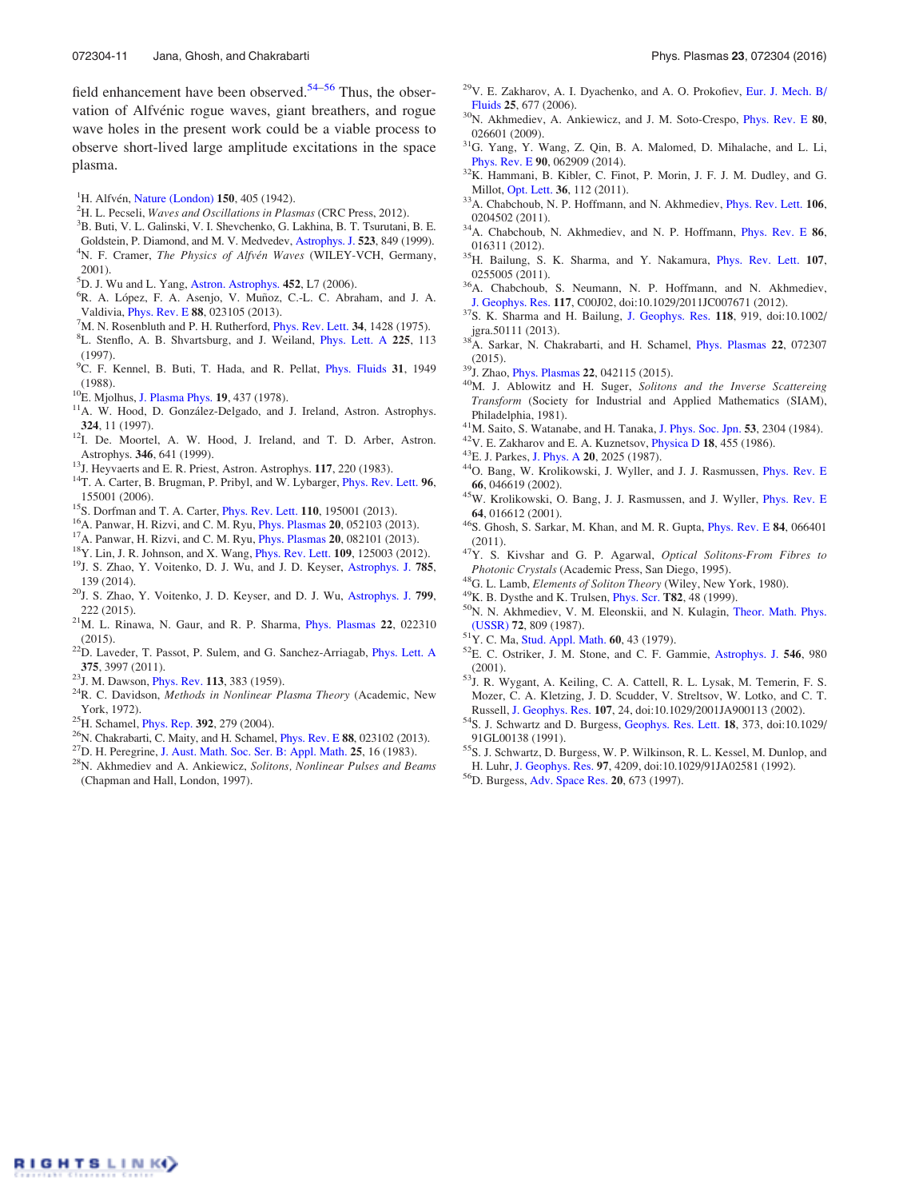field enhancement have been observed.[54–56] Thus, the observation of Alfvénic rogue waves, giant breathers, and rogue wave holes in the present work could be a viable process to observe short-lived large amplitude excitations in the space plasma.

[1] H. Alfvén, Nature (London) **150**, 405 (1942).
[2] H. L. Pecseli, *Waves and Oscillations in Plasmas* (CRC Press, 2012).
[3] B. Buti, V. L. Galinski, V. I. Shevchenko, G. Lakhina, B. T. Tsurutani, B. E. Goldstein, P. Diamond, and M. V. Medvedev, Astrophys. J. **523**, 849 (1999).
[4] N. F. Cramer, *The Physics of Alfvén Waves* (WILEY-VCH, Germany, 2001).
[5] D. J. Wu and L. Yang, Astron. Astrophys. **452**, L7 (2006).
[6] R. A. López, F. A. Asenjo, V. Muñoz, C.-L. C. Abraham, and J. A. Valdivia, Phys. Rev. E **88**, 023105 (2013).
[7] M. N. Rosenbluth and P. H. Rutherford, Phys. Rev. Lett. **34**, 1428 (1975).
[8] L. Stenflo, A. B. Shvartsburg, and J. Weiland, Phys. Lett. A **225**, 113 (1997).
[9] C. F. Kennel, B. Buti, T. Hada, and R. Pellat, Phys. Fluids **31**, 1949 (1988).
[10] E. Mjolhus, J. Plasma Phys. **19**, 437 (1978).
[11] A. W. Hood, D. González-Delgado, and J. Ireland, Astron. Astrophys. **324**, 11 (1997).
[12] I. De. Moortel, A. W. Hood, J. Ireland, and T. D. Arber, Astron. Astrophys. **346**, 641 (1999).
[13] J. Heyvaerts and E. R. Priest, Astron. Astrophys. **117**, 220 (1983).
[14] T. A. Carter, B. Brugman, P. Pribyl, and W. Lybarger, Phys. Rev. Lett. **96**, 155001 (2006).
[15] S. Dorfman and T. A. Carter, Phys. Rev. Lett. **110**, 195001 (2013).
[16] A. Panwar, H. Rizvi, and C. M. Ryu, Phys. Plasmas **20**, 052103 (2013).
[17] A. Panwar, H. Rizvi, and C. M. Ryu, Phys. Plasmas **20**, 082101 (2013).
[18] Y. Lin, J. R. Johnson, and X. Wang, Phys. Rev. Lett. **109**, 125003 (2012).
[19] J. S. Zhao, Y. Voitenko, D. J. Wu, and J. D. Keyser, Astrophys. J. **785**, 139 (2014).
[20] J. S. Zhao, Y. Voitenko, J. D. Keyser, and D. J. Wu, Astrophys. J. **799**, 222 (2015).
[21] M. L. Rinawa, N. Gaur, and R. P. Sharma, Phys. Plasmas **22**, 022310 (2015).
[22] D. Laveder, T. Passot, P. Sulem, and G. Sanchez-Arriagab, Phys. Lett. A **375**, 3997 (2011).
[23] J. M. Dawson, Phys. Rev. **113**, 383 (1959).
[24] R. C. Davidson, *Methods in Nonlinear Plasma Theory* (Academic, New York, 1972).
[25] H. Schamel, Phys. Rep. **392**, 279 (2004).
[26] N. Chakrabarti, C. Maity, and H. Schamel, Phys. Rev. E **88**, 023102 (2013).
[27] D. H. Peregrine, J. Aust. Math. Soc. Ser. B: Appl. Math. **25**, 16 (1983).
[28] N. Akhmediev and A. Ankiewicz, *Solitons, Nonlinear Pulses and Beams* (Chapman and Hall, London, 1997).
[29] V. E. Zakharov, A. I. Dyachenko, and A. O. Prokofiev, Eur. J. Mech. B/Fluids **25**, 677 (2006).
[30] N. Akhmediev, A. Ankiewicz, and J. M. Soto-Crespo, Phys. Rev. E **80**, 026601 (2009).
[31] G. Yang, Y. Wang, Z. Qin, B. A. Malomed, D. Mihalache, and L. Li, Phys. Rev. E **90**, 062909 (2014).
[32] K. Hammani, B. Kibler, C. Finot, P. Morin, J. F. J. M. Dudley, and G. Millot, Opt. Lett. **36**, 112 (2011).
[33] A. Chabchoub, N. P. Hoffmann, and N. Akhmediev, Phys. Rev. Lett. **106**, 0204502 (2011).
[34] A. Chabchoub, N. Akhmediev, and N. P. Hoffmann, Phys. Rev. E **86**, 016311 (2012).
[35] H. Bailung, S. K. Sharma, and Y. Nakamura, Phys. Rev. Lett. **107**, 0255005 (2011).
[36] A. Chabchoub, S. Neumann, N. P. Hoffmann, and N. Akhmediev, J. Geophys. Res. **117**, C00J02, doi:10.1029/2011JC007671 (2012).
[37] S. K. Sharma and H. Bailung, J. Geophys. Res. **118**, 919, doi:10.1002/jgra.50111 (2013).
[38] A. Sarkar, N. Chakrabarti, and H. Schamel, Phys. Plasmas **22**, 072307 (2015).
[39] J. Zhao, Phys. Plasmas **22**, 042115 (2015).
[40] M. J. Ablowitz and H. Suger, *Solitons and the Inverse Scattereing Transform* (Society for Industrial and Applied Mathematics (SIAM), Philadelphia, 1981).
[41] M. Saito, S. Watanabe, and H. Tanaka, J. Phys. Soc. Jpn. **53**, 2304 (1984).
[42] V. E. Zakharov and E. A. Kuznetsov, Physica D **18**, 455 (1986).
[43] E. J. Parkes, J. Phys. A **20**, 2025 (1987).
[44] O. Bang, W. Krolikowski, J. Wyller, and J. J. Rasmussen, Phys. Rev. E **66**, 046619 (2002).
[45] W. Krolikowski, O. Bang, J. J. Rasmussen, and J. Wyller, Phys. Rev. E **64**, 016612 (2001).
[46] S. Ghosh, S. Sarkar, M. Khan, and M. R. Gupta, Phys. Rev. E **84**, 066401 (2011).
[47] Y. S. Kivshar and G. P. Agarwal, *Optical Solitons-From Fibres to Photonic Crystals* (Academic Press, San Diego, 1995).
[48] G. L. Lamb, *Elements of Soliton Theory* (Wiley, New York, 1980).
[49] K. B. Dysthe and K. Trulsen, Phys. Scr. **T82**, 48 (1999).
[50] N. N. Akhmediev, V. M. Eleonskii, and N. Kulagin, Theor. Math. Phys. (USSR) **72**, 809 (1987).
[51] Y. C. Ma, Stud. Appl. Math. **60**, 43 (1979).
[52] E. C. Ostriker, J. M. Stone, and C. F. Gammie, Astrophys. J. **546**, 980 (2001).
[53] J. R. Wygant, A. Keiling, C. A. Cattell, R. L. Lysak, M. Temerin, F. S. Mozer, C. A. Kletzing, J. D. Scudder, V. Streltsov, W. Lotko, and C. T. Russell, J. Geophys. Res. **107**, 24, doi:10.1029/2001JA900113 (2002).
[54] S. J. Schwartz and D. Burgess, Geophys. Res. Lett. **18**, 373, doi:10.1029/91GL00138 (1991).
[55] S. J. Schwartz, D. Burgess, W. P. Wilkinson, R. L. Kessel, M. Dunlop, and H. Luhr, J. Geophys. Res. **97**, 4209, doi:10.1029/91JA02581 (1992).
[56] D. Burgess, Adv. Space Res. **20**, 673 (1997).